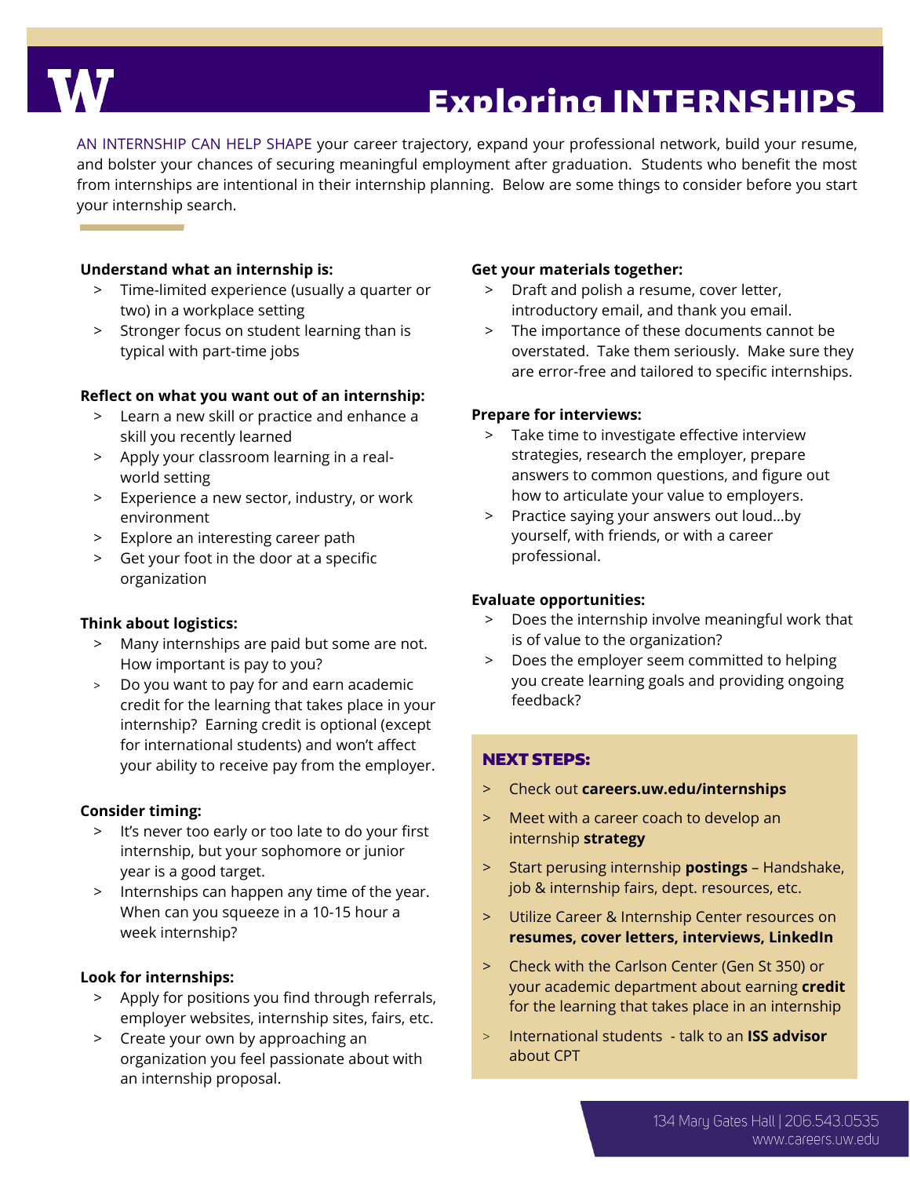# Exploring INTERNSHIPS

AN INTERNSHIP CAN HELP SHAPE your career trajectory, expand your professional network, build your resume, and bolster your chances of securing meaningful employment after graduation. Students who benefit the most from internships are intentional in their internship planning. Below are some things to consider before you start your internship search.

**Understand what an internship is:**

- Time-limited experience (usually a quarter or two) in a workplace setting
- Stronger focus on student learning than is typical with part-time jobs

**Reflect on what you want out of an internship:**

- Learn a new skill or practice and enhance a skill you recently learned
- Apply your classroom learning in a real-world setting
- Experience a new sector, industry, or work environment
- Explore an interesting career path
- Get your foot in the door at a specific organization

**Think about logistics:**

- Many internships are paid but some are not. How important is pay to you?
- Do you want to pay for and earn academic credit for the learning that takes place in your internship? Earning credit is optional (except for international students) and won't affect your ability to receive pay from the employer.

**Consider timing:**

- It's never too early or too late to do your first internship, but your sophomore or junior year is a good target.
- Internships can happen any time of the year. When can you squeeze in a 10-15 hour a week internship?

**Look for internships:**

- Apply for positions you find through referrals, employer websites, internship sites, fairs, etc.
- Create your own by approaching an organization you feel passionate about with an internship proposal.

**Get your materials together:**

- Draft and polish a resume, cover letter, introductory email, and thank you email.
- The importance of these documents cannot be overstated. Take them seriously. Make sure they are error-free and tailored to specific internships.

**Prepare for interviews:**

- Take time to investigate effective interview strategies, research the employer, prepare answers to common questions, and figure out how to articulate your value to employers.
- Practice saying your answers out loud…by yourself, with friends, or with a career professional.

**Evaluate opportunities:**

- Does the internship involve meaningful work that is of value to the organization?
- Does the employer seem committed to helping you create learning goals and providing ongoing feedback?

## NEXT STEPS:

- Check out **careers.uw.edu/internships**
- Meet with a career coach to develop an internship **strategy**
- Start perusing internship **postings** – Handshake, job & internship fairs, dept. resources, etc.
- Utilize Career & Internship Center resources on **resumes, cover letters, interviews, LinkedIn**
- Check with the Carlson Center (Gen St 350) or your academic department about earning **credit** for the learning that takes place in an internship
- International students - talk to an **ISS advisor** about CPT

134 Mary Gates Hall | 206.543.0535
www.careers.uw.edu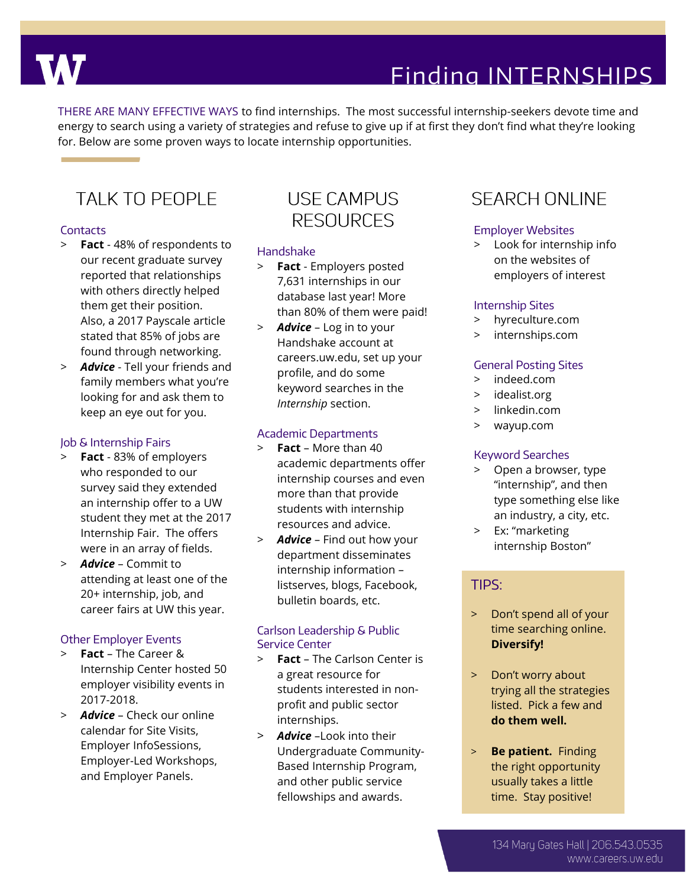# Finding INTERNSHIPS

THERE ARE MANY EFFECTIVE WAYS to find internships. The most successful internship-seekers devote time and energy to search using a variety of strategies and refuse to give up if at first they don't find what they're looking for. Below are some proven ways to locate internship opportunities.

## TALK TO PEOPLE

### Contacts

- **Fact** - 48% of respondents to our recent graduate survey reported that relationships with others directly helped them get their position. Also, a 2017 Payscale article stated that 85% of jobs are found through networking.
- ***Advice*** - Tell your friends and family members what you're looking for and ask them to keep an eye out for you.

### Job & Internship Fairs

- **Fact** - 83% of employers who responded to our survey said they extended an internship offer to a UW student they met at the 2017 Internship Fair. The offers were in an array of fields.
- ***Advice*** – Commit to attending at least one of the 20+ internship, job, and career fairs at UW this year.

### Other Employer Events

- **Fact** – The Career & Internship Center hosted 50 employer visibility events in 2017-2018.
- ***Advice*** – Check our online calendar for Site Visits, Employer InfoSessions, Employer-Led Workshops, and Employer Panels.

## USE CAMPUS RESOURCES

### Handshake

- **Fact** - Employers posted 7,631 internships in our database last year! More than 80% of them were paid!
- ***Advice*** – Log in to your Handshake account at careers.uw.edu, set up your profile, and do some keyword searches in the *Internship* section.

### Academic Departments

- **Fact** – More than 40 academic departments offer internship courses and even more than that provide students with internship resources and advice.
- ***Advice*** – Find out how your department disseminates internship information – listserves, blogs, Facebook, bulletin boards, etc.

### Carlson Leadership & Public Service Center

- **Fact** – The Carlson Center is a great resource for students interested in non-profit and public sector internships.
- ***Advice*** –Look into their Undergraduate Community-Based Internship Program, and other public service fellowships and awards.

## SEARCH ONLINE

### Employer Websites

- Look for internship info on the websites of employers of interest

### Internship Sites

- hyreculture.com
- internships.com

### General Posting Sites

- indeed.com
- idealist.org
- linkedin.com
- wayup.com

### Keyword Searches

- Open a browser, type "internship", and then type something else like an industry, a city, etc.
- Ex: "marketing internship Boston"

### TIPS:

- Don't spend all of your time searching online. **Diversify!**
- Don't worry about trying all the strategies listed. Pick a few and **do them well.**
- **Be patient.** Finding the right opportunity usually takes a little time. Stay positive!

134 Mary Gates Hall | 206.543.0535
www.careers.uw.edu